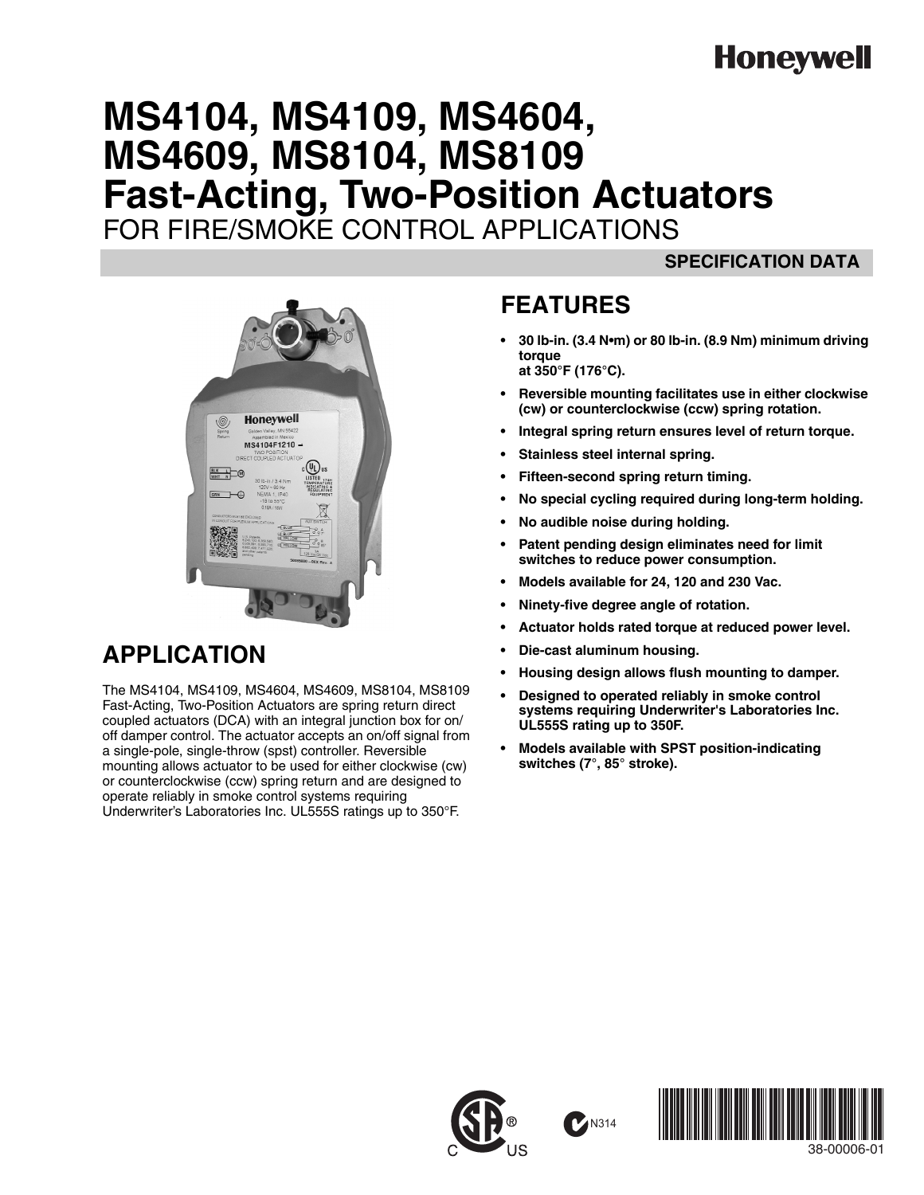Honeywell

# MS4104, MS4109, MS4604, MS4609, MS8104, MS8109 Fast-Acting, Two-Position Actuators

## FOR FIRE/SMOKE CONTROL APPLICATIONS

**SPECIFICATION DATA**

## APPLICATION

The MS4104, MS4109, MS4604, MS4609, MS8104, MS8109 Fast-Acting, Two-Position Actuators are spring return direct coupled actuators (DCA) with an integral junction box for on/off damper control. The actuator accepts an on/off signal from a single-pole, single-throw (spst) controller. Reversible mounting allows actuator to be used for either clockwise (cw) or counterclockwise (ccw) spring return and are designed to operate reliably in smoke control systems requiring Underwriter's Laboratories Inc. UL555S ratings up to 350°F.

## FEATURES

- **30 lb-in. (3.4 N•m) or 80 lb-in. (8.9 Nm) minimum driving torque at 350°F (176°C).**
- **Reversible mounting facilitates use in either clockwise (cw) or counterclockwise (ccw) spring rotation.**
- **Integral spring return ensures level of return torque.**
- **Stainless steel internal spring.**
- **Fifteen-second spring return timing.**
- **No special cycling required during long-term holding.**
- **No audible noise during holding.**
- **Patent pending design eliminates need for limit switches to reduce power consumption.**
- **Models available for 24, 120 and 230 Vac.**
- **Ninety-five degree angle of rotation.**
- **Actuator holds rated torque at reduced power level.**
- **Die-cast aluminum housing.**
- **Housing design allows flush mounting to damper.**
- **Designed to operated reliably in smoke control systems requiring Underwriter's Laboratories Inc. UL555S rating up to 350F.**
- **Models available with SPST position-indicating switches (7°, 85° stroke).**

N314

38-00006-01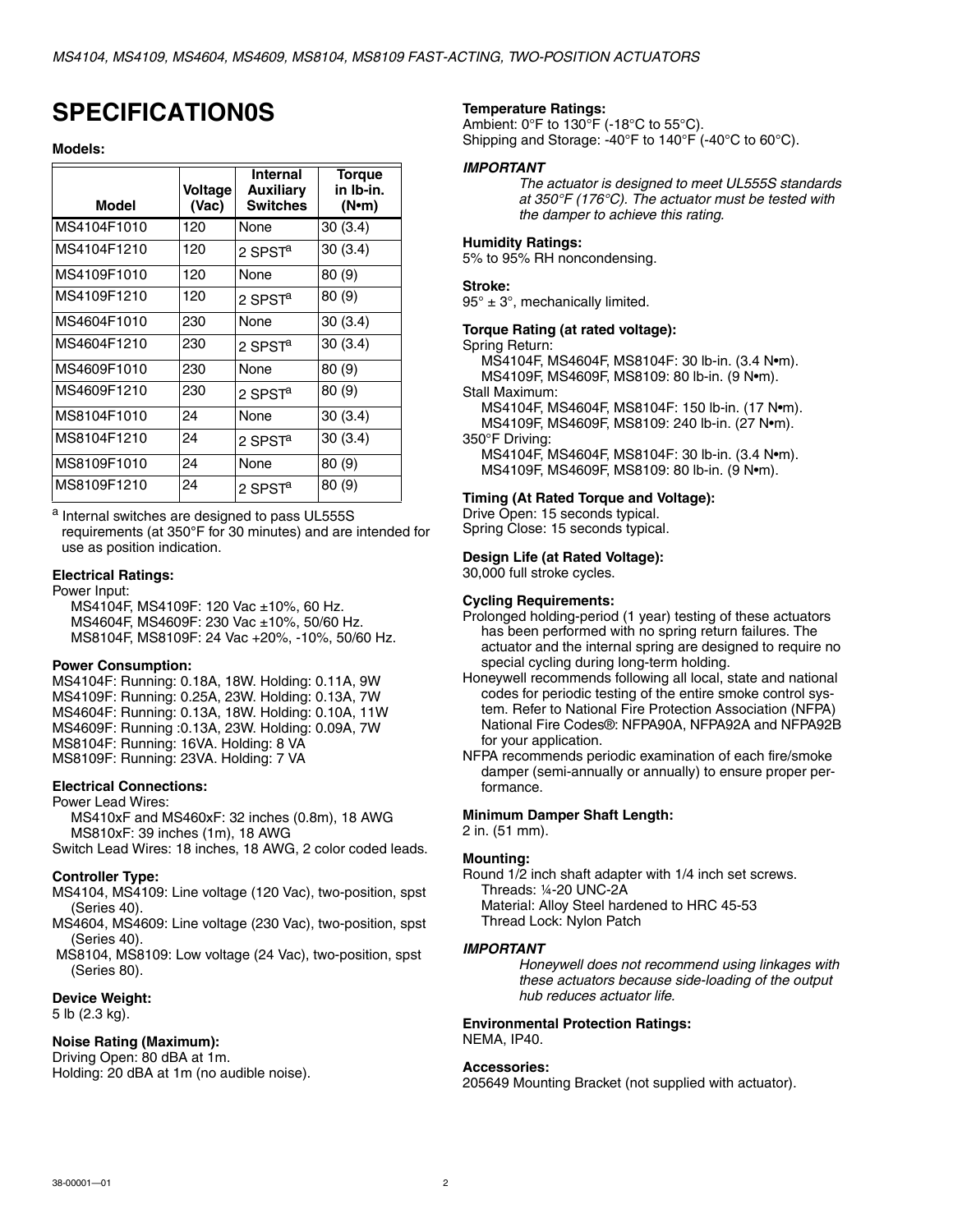# SPECIFICATION0S

**Models:**

| Model | Voltage (Vac) | Internal Auxiliary Switches | Torque in lb-in. (N•m) |
|---|---|---|---|
| MS4104F1010 | 120 | None | 30 (3.4) |
| MS4104F1210 | 120 | 2 SPST[a] | 30 (3.4) |
| MS4109F1010 | 120 | None | 80 (9) |
| MS4109F1210 | 120 | 2 SPST[a] | 80 (9) |
| MS4604F1010 | 230 | None | 30 (3.4) |
| MS4604F1210 | 230 | 2 SPST[a] | 30 (3.4) |
| MS4609F1010 | 230 | None | 80 (9) |
| MS4609F1210 | 230 | 2 SPST[a] | 80 (9) |
| MS8104F1010 | 24 | None | 30 (3.4) |
| MS8104F1210 | 24 | 2 SPST[a] | 30 (3.4) |
| MS8109F1010 | 24 | None | 80 (9) |
| MS8109F1210 | 24 | 2 SPST[a] | 80 (9) |

[a] Internal switches are designed to pass UL555S requirements (at 350°F for 30 minutes) and are intended for use as position indication.

**Electrical Ratings:**

Power Input:
- MS4104F, MS4109F: 120 Vac ±10%, 60 Hz.
- MS4604F, MS4609F: 230 Vac ±10%, 50/60 Hz.
- MS8104F, MS8109F: 24 Vac +20%, -10%, 50/60 Hz.

**Power Consumption:**

MS4104F: Running: 0.18A, 18W. Holding: 0.11A, 9W
MS4109F: Running: 0.25A, 23W. Holding: 0.13A, 7W
MS4604F: Running: 0.13A, 18W. Holding: 0.10A, 11W
MS4609F: Running :0.13A, 23W. Holding: 0.09A, 7W
MS8104F: Running: 16VA. Holding: 8 VA
MS8109F: Running: 23VA. Holding: 7 VA

**Electrical Connections:**

Power Lead Wires:
- MS410xF and MS460xF: 32 inches (0.8m), 18 AWG
- MS810xF: 39 inches (1m), 18 AWG

Switch Lead Wires: 18 inches, 18 AWG, 2 color coded leads.

**Controller Type:**

MS4104, MS4109: Line voltage (120 Vac), two-position, spst (Series 40).
MS4604, MS4609: Line voltage (230 Vac), two-position, spst (Series 40).
MS8104, MS8109: Low voltage (24 Vac), two-position, spst (Series 80).

**Device Weight:**

5 lb (2.3 kg).

**Noise Rating (Maximum):**

Driving Open: 80 dBA at 1m.
Holding: 20 dBA at 1m (no audible noise).

**Temperature Ratings:**

Ambient: 0°F to 130°F (-18°C to 55°C).
Shipping and Storage: -40°F to 140°F (-40°C to 60°C).

***IMPORTANT***

*The actuator is designed to meet UL555S standards at 350°F (176°C). The actuator must be tested with the damper to achieve this rating.*

**Humidity Ratings:**

5% to 95% RH noncondensing.

**Stroke:**

95° ± 3°, mechanically limited.

**Torque Rating (at rated voltage):**

Spring Return:
- MS4104F, MS4604F, MS8104F: 30 lb-in. (3.4 N•m).
- MS4109F, MS4609F, MS8109: 80 lb-in. (9 N•m).

Stall Maximum:
- MS4104F, MS4604F, MS8104F: 150 lb-in. (17 N•m).
- MS4109F, MS4609F, MS8109: 240 lb-in. (27 N•m).

350°F Driving:
- MS4104F, MS4604F, MS8104F: 30 lb-in. (3.4 N•m).
- MS4109F, MS4609F, MS8109: 80 lb-in. (9 N•m).

**Timing (At Rated Torque and Voltage):**

Drive Open: 15 seconds typical.
Spring Close: 15 seconds typical.

**Design Life (at Rated Voltage):**

30,000 full stroke cycles.

**Cycling Requirements:**

Prolonged holding-period (1 year) testing of these actuators has been performed with no spring return failures. The actuator and the internal spring are designed to require no special cycling during long-term holding.

Honeywell recommends following all local, state and national codes for periodic testing of the entire smoke control system. Refer to National Fire Protection Association (NFPA) National Fire Codes®: NFPA90A, NFPA92A and NFPA92B for your application.

NFPA recommends periodic examination of each fire/smoke damper (semi-annually or annually) to ensure proper performance.

**Minimum Damper Shaft Length:**

2 in. (51 mm).

**Mounting:**

Round 1/2 inch shaft adapter with 1/4 inch set screws.
- Threads: ¼-20 UNC-2A
- Material: Alloy Steel hardened to HRC 45-53
- Thread Lock: Nylon Patch

***IMPORTANT***

*Honeywell does not recommend using linkages with these actuators because side-loading of the output hub reduces actuator life.*

**Environmental Protection Ratings:**

NEMA, IP40.

**Accessories:**

205649 Mounting Bracket (not supplied with actuator).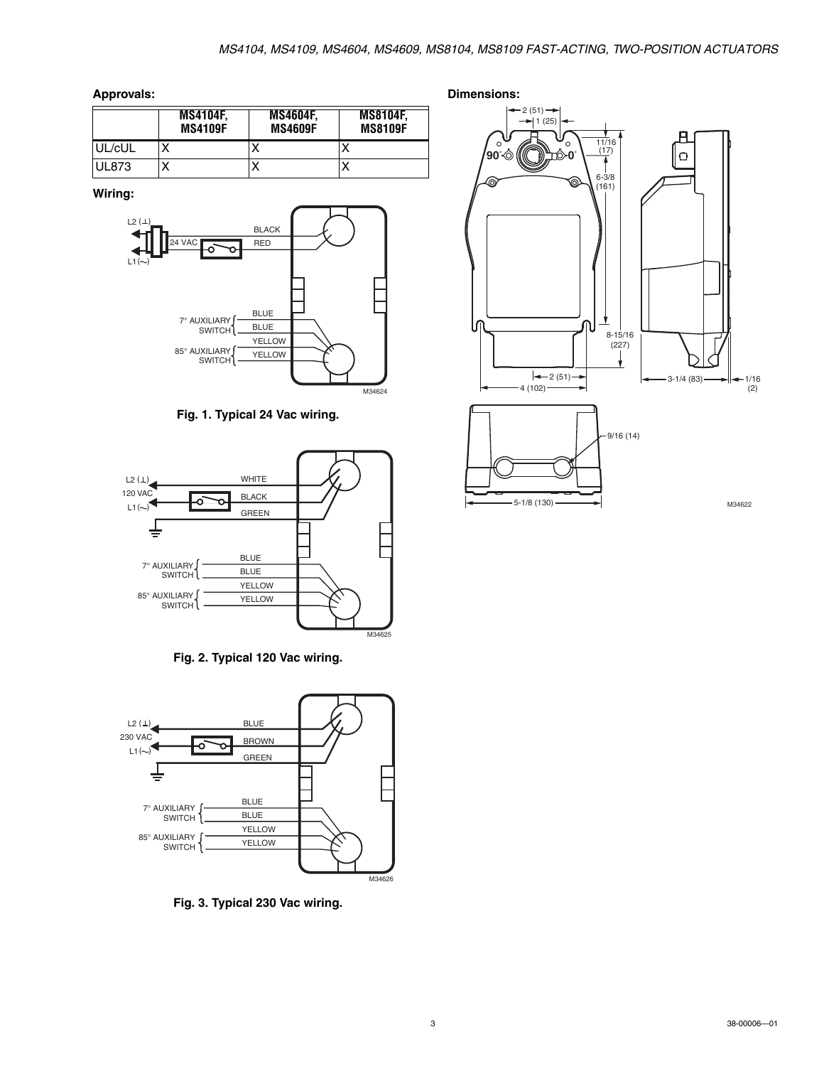**Approvals:**

| | MS4104F, MS4109F | MS4604F, MS4609F | MS8104F, MS8109F |
|---|---|---|---|
| UL/cUL | X | X | X |
| UL873 | X | X | X |

**Wiring:**

Fig. 1. Typical 24 Vac wiring.

Fig. 2. Typical 120 Vac wiring.

Fig. 3. Typical 230 Vac wiring.

**Dimensions:**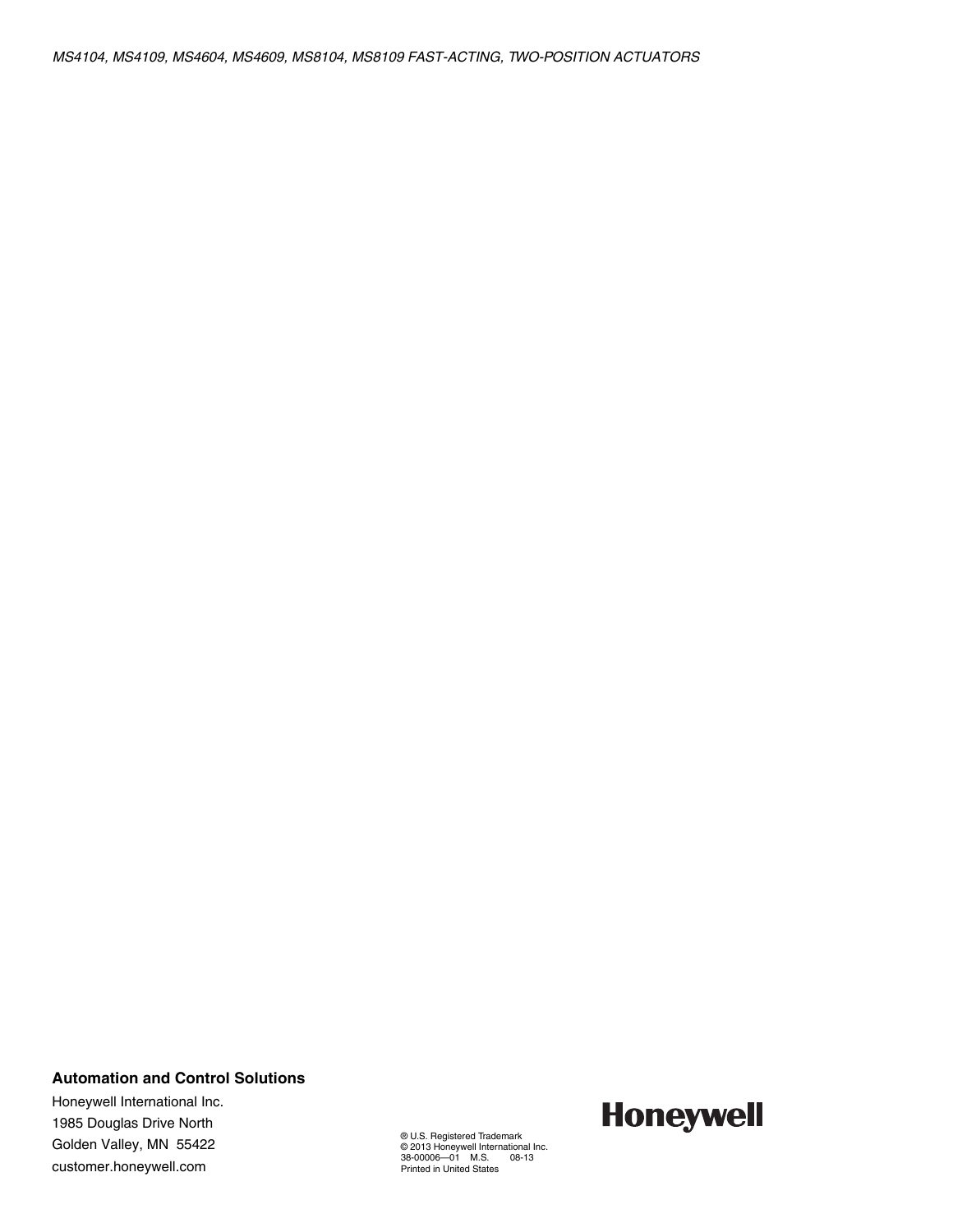**Automation and Control Solutions**

Honeywell International Inc.
1985 Douglas Drive North
Golden Valley, MN 55422
customer.honeywell.com

® U.S. Registered Trademark
© 2013 Honeywell International Inc.
38-00006—01 M.S. 08-13
Printed in United States

**Honeywell**